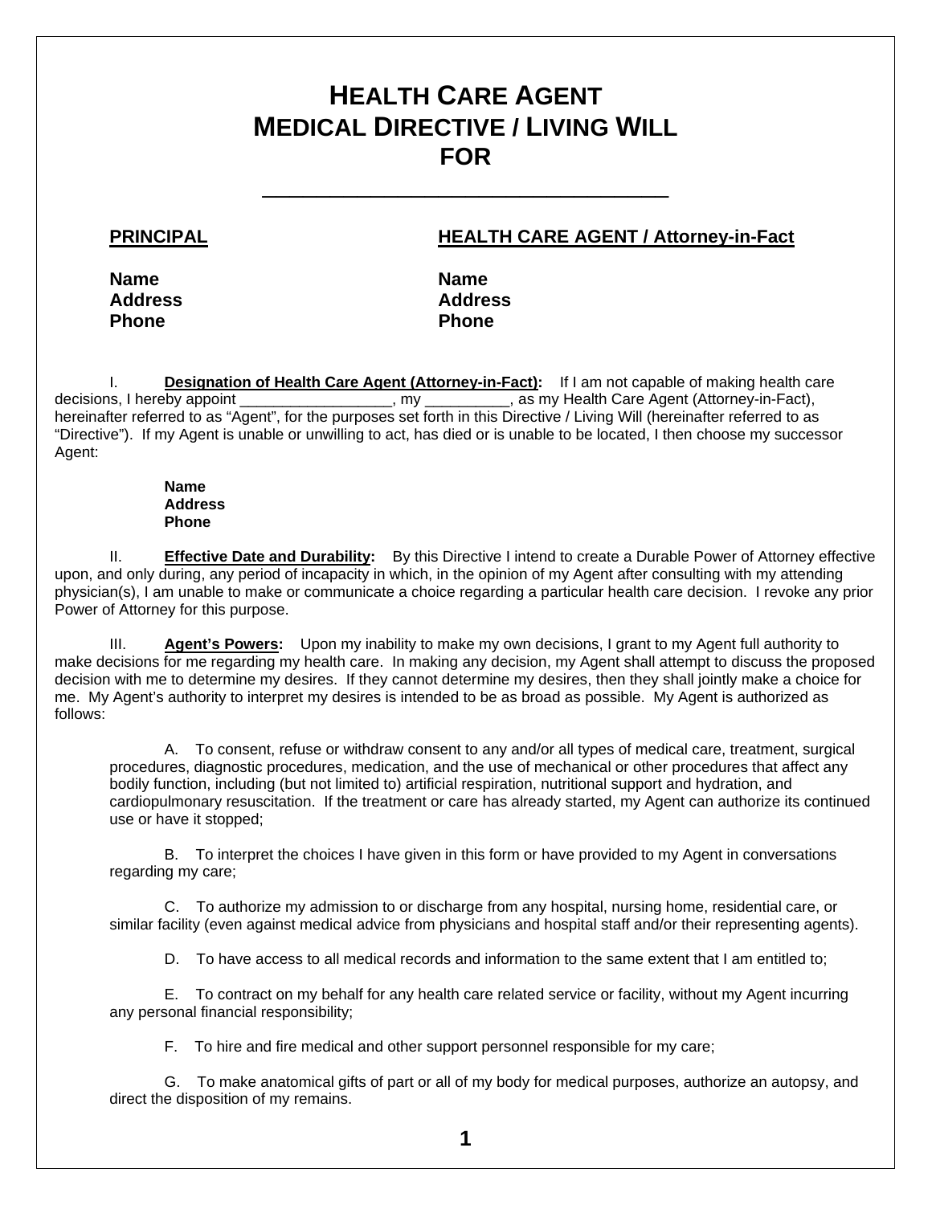# HEALTH CARE AGENT MEDICAL DIRECTIVE / LIVING WILL FOR

\_\_\_\_\_\_\_\_\_\_\_\_\_\_\_\_\_\_\_\_\_\_\_\_\_\_\_\_\_\_\_\_\_\_\_\_

**PRINCIPAL**

**Name**
**Address**
**Phone**

**HEALTH CARE AGENT / Attorney-in-Fact**

**Name**
**Address**
**Phone**

I. **Designation of Health Care Agent (Attorney-in-Fact):** If I am not capable of making health care decisions, I hereby appoint \_\_\_\_\_\_\_\_\_\_\_\_\_\_\_\_\_\_, my \_\_\_\_\_\_\_\_\_\_, as my Health Care Agent (Attorney-in-Fact), hereinafter referred to as "Agent", for the purposes set forth in this Directive / Living Will (hereinafter referred to as "Directive"). If my Agent is unable or unwilling to act, has died or is unable to be located, I then choose my successor Agent:

**Name**
**Address**
**Phone**

II. **Effective Date and Durability:** By this Directive I intend to create a Durable Power of Attorney effective upon, and only during, any period of incapacity in which, in the opinion of my Agent after consulting with my attending physician(s), I am unable to make or communicate a choice regarding a particular health care decision. I revoke any prior Power of Attorney for this purpose.

III. **Agent's Powers:** Upon my inability to make my own decisions, I grant to my Agent full authority to make decisions for me regarding my health care. In making any decision, my Agent shall attempt to discuss the proposed decision with me to determine my desires. If they cannot determine my desires, then they shall jointly make a choice for me. My Agent's authority to interpret my desires is intended to be as broad as possible. My Agent is authorized as follows:

A. To consent, refuse or withdraw consent to any and/or all types of medical care, treatment, surgical procedures, diagnostic procedures, medication, and the use of mechanical or other procedures that affect any bodily function, including (but not limited to) artificial respiration, nutritional support and hydration, and cardiopulmonary resuscitation. If the treatment or care has already started, my Agent can authorize its continued use or have it stopped;

B. To interpret the choices I have given in this form or have provided to my Agent in conversations regarding my care;

C. To authorize my admission to or discharge from any hospital, nursing home, residential care, or similar facility (even against medical advice from physicians and hospital staff and/or their representing agents).

D. To have access to all medical records and information to the same extent that I am entitled to;

E. To contract on my behalf for any health care related service or facility, without my Agent incurring any personal financial responsibility;

F. To hire and fire medical and other support personnel responsible for my care;

G. To make anatomical gifts of part or all of my body for medical purposes, authorize an autopsy, and direct the disposition of my remains.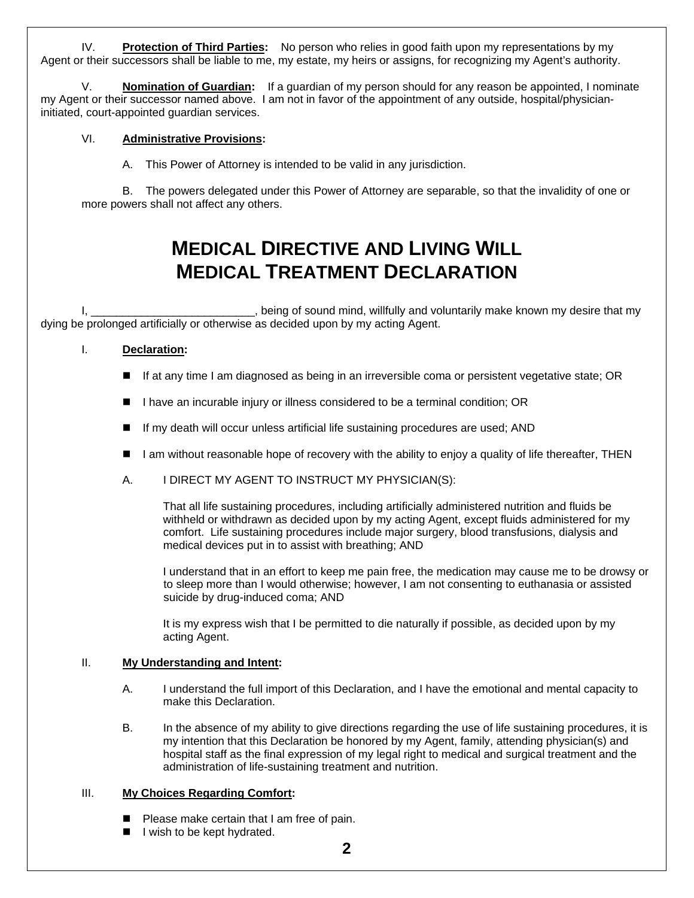IV. **Protection of Third Parties:** No person who relies in good faith upon my representations by my Agent or their successors shall be liable to me, my estate, my heirs or assigns, for recognizing my Agent's authority.

V. **Nomination of Guardian:** If a guardian of my person should for any reason be appointed, I nominate my Agent or their successor named above. I am not in favor of the appointment of any outside, hospital/physician-initiated, court-appointed guardian services.

VI. **Administrative Provisions:**

A. This Power of Attorney is intended to be valid in any jurisdiction.

B. The powers delegated under this Power of Attorney are separable, so that the invalidity of one or more powers shall not affect any others.

# MEDICAL DIRECTIVE AND LIVING WILL
# MEDICAL TREATMENT DECLARATION

I, __________________________, being of sound mind, willfully and voluntarily make known my desire that my dying be prolonged artificially or otherwise as decided upon by my acting Agent.

I. **Declaration:**

- If at any time I am diagnosed as being in an irreversible coma or persistent vegetative state; OR
- I have an incurable injury or illness considered to be a terminal condition; OR
- If my death will occur unless artificial life sustaining procedures are used; AND
- I am without reasonable hope of recovery with the ability to enjoy a quality of life thereafter, THEN

A. I DIRECT MY AGENT TO INSTRUCT MY PHYSICIAN(S):

That all life sustaining procedures, including artificially administered nutrition and fluids be withheld or withdrawn as decided upon by my acting Agent, except fluids administered for my comfort. Life sustaining procedures include major surgery, blood transfusions, dialysis and medical devices put in to assist with breathing; AND

I understand that in an effort to keep me pain free, the medication may cause me to be drowsy or to sleep more than I would otherwise; however, I am not consenting to euthanasia or assisted suicide by drug-induced coma; AND

It is my express wish that I be permitted to die naturally if possible, as decided upon by my acting Agent.

II. **My Understanding and Intent:**

A. I understand the full import of this Declaration, and I have the emotional and mental capacity to make this Declaration.

B. In the absence of my ability to give directions regarding the use of life sustaining procedures, it is my intention that this Declaration be honored by my Agent, family, attending physician(s) and hospital staff as the final expression of my legal right to medical and surgical treatment and the administration of life-sustaining treatment and nutrition.

III. **My Choices Regarding Comfort:**

- Please make certain that I am free of pain.
- I wish to be kept hydrated.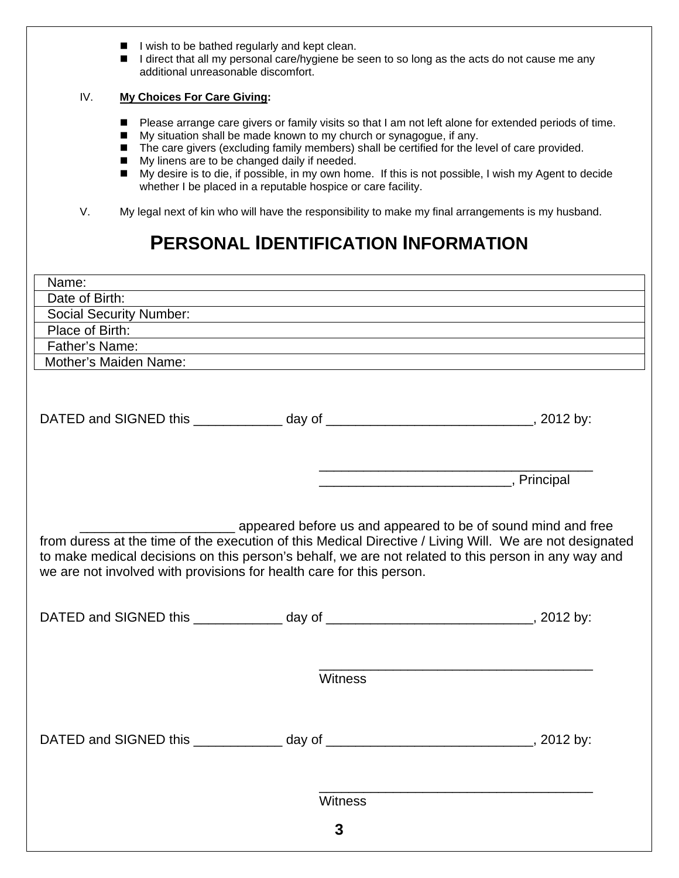- I wish to be bathed regularly and kept clean.
- I direct that all my personal care/hygiene be seen to so long as the acts do not cause me any additional unreasonable discomfort.

IV. **My Choices For Care Giving:**

- Please arrange care givers or family visits so that I am not left alone for extended periods of time.
- My situation shall be made known to my church or synagogue, if any.
- The care givers (excluding family members) shall be certified for the level of care provided.
- My linens are to be changed daily if needed.
- My desire is to die, if possible, in my own home. If this is not possible, I wish my Agent to decide whether I be placed in a reputable hospice or care facility.

V. My legal next of kin who will have the responsibility to make my final arrangements is my husband.

# PERSONAL IDENTIFICATION INFORMATION

| | |
|---|---|
| Name: | |
| Date of Birth: | |
| Social Security Number: | |
| Place of Birth: | |
| Father's Name: | |
| Mother's Maiden Name: | |

DATED and SIGNED this ____________ day of ____________________________, 2012 by:

_____________________________________

__________________________, Principal

_____________________ appeared before us and appeared to be of sound mind and free from duress at the time of the execution of this Medical Directive / Living Will. We are not designated to make medical decisions on this person's behalf, we are not related to this person in any way and we are not involved with provisions for health care for this person.

DATED and SIGNED this ____________ day of ____________________________, 2012 by:

_____________________________________

Witness

DATED and SIGNED this ____________ day of ____________________________, 2012 by:

_____________________________________

Witness